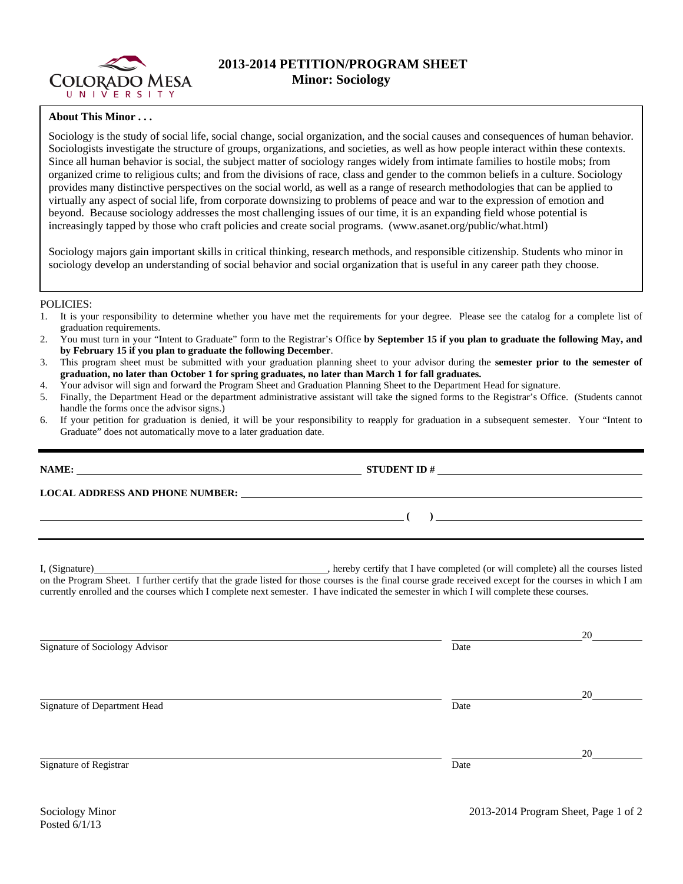# 2013-2014 PETITION/PROGRAM SHEET
## Minor: Sociology

### About This Minor . . .

Sociology is the study of social life, social change, social organization, and the social causes and consequences of human behavior. Sociologists investigate the structure of groups, organizations, and societies, as well as how people interact within these contexts. Since all human behavior is social, the subject matter of sociology ranges widely from intimate families to hostile mobs; from organized crime to religious cults; and from the divisions of race, class and gender to the common beliefs in a culture. Sociology provides many distinctive perspectives on the social world, as well as a range of research methodologies that can be applied to virtually any aspect of social life, from corporate downsizing to problems of peace and war to the expression of emotion and beyond. Because sociology addresses the most challenging issues of our time, it is an expanding field whose potential is increasingly tapped by those who craft policies and create social programs. (www.asanet.org/public/what.html)

Sociology majors gain important skills in critical thinking, research methods, and responsible citizenship. Students who minor in sociology develop an understanding of social behavior and social organization that is useful in any career path they choose.

POLICIES:

1. It is your responsibility to determine whether you have met the requirements for your degree. Please see the catalog for a complete list of graduation requirements.
2. You must turn in your "Intent to Graduate" form to the Registrar's Office **by September 15 if you plan to graduate the following May, and by February 15 if you plan to graduate the following December**.
3. This program sheet must be submitted with your graduation planning sheet to your advisor during the **semester prior to the semester of graduation, no later than October 1 for spring graduates, no later than March 1 for fall graduates.**
4. Your advisor will sign and forward the Program Sheet and Graduation Planning Sheet to the Department Head for signature.
5. Finally, the Department Head or the department administrative assistant will take the signed forms to the Registrar's Office. (Students cannot handle the forms once the advisor signs.)
6. If your petition for graduation is denied, it will be your responsibility to reapply for graduation in a subsequent semester. Your "Intent to Graduate" does not automatically move to a later graduation date.

**NAME:** ______________________________ **STUDENT ID #** ______________________________

**LOCAL ADDRESS AND PHONE NUMBER:** ______________________________

______________________________ **( )** ______________________________

I, (Signature)______________________________, hereby certify that I have completed (or will complete) all the courses listed on the Program Sheet. I further certify that the grade listed for those courses is the final course grade received except for the courses in which I am currently enrolled and the courses which I complete next semester. I have indicated the semester in which I will complete these courses.

______________________________ ______________ 20______
Signature of Sociology Advisor Date

______________________________ ______________ 20______
Signature of Department Head Date

______________________________ ______________ 20______
Signature of Registrar Date

Sociology Minor
Posted 6/1/13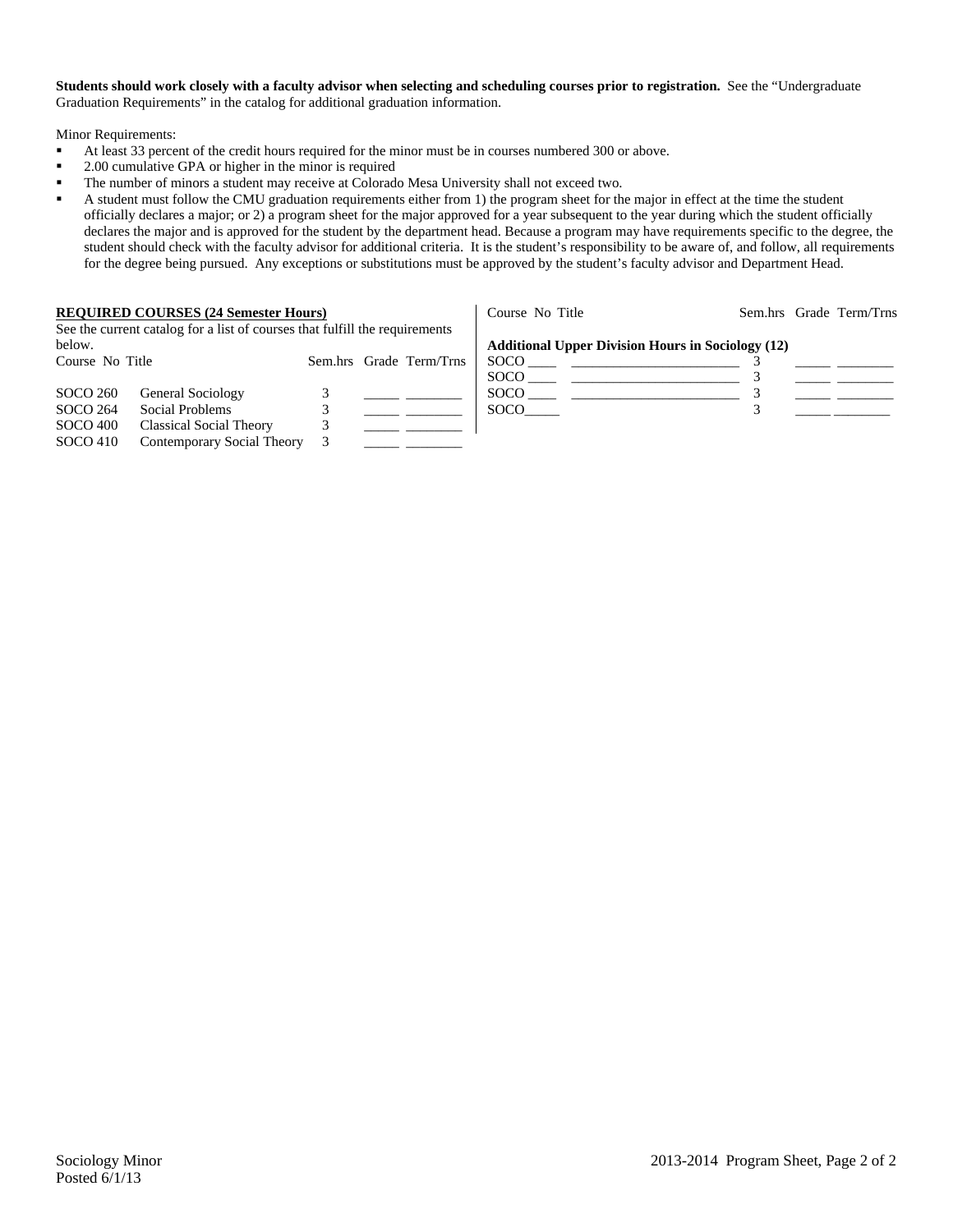**Students should work closely with a faculty advisor when selecting and scheduling courses prior to registration.** See the "Undergraduate Graduation Requirements" in the catalog for additional graduation information.

Minor Requirements:

- At least 33 percent of the credit hours required for the minor must be in courses numbered 300 or above.
- 2.00 cumulative GPA or higher in the minor is required
- The number of minors a student may receive at Colorado Mesa University shall not exceed two.
- A student must follow the CMU graduation requirements either from 1) the program sheet for the major in effect at the time the student officially declares a major; or 2) a program sheet for the major approved for a year subsequent to the year during which the student officially declares the major and is approved for the student by the department head. Because a program may have requirements specific to the degree, the student should check with the faculty advisor for additional criteria. It is the student's responsibility to be aware of, and follow, all requirements for the degree being pursued. Any exceptions or substitutions must be approved by the student's faculty advisor and Department Head.

**REQUIRED COURSES (24 Semester Hours)**

See the current catalog for a list of courses that fulfill the requirements below.

| Course No | Title | Sem.hrs | Grade | Term/Trns |
|---|---|---|---|---|
| SOCO 260 | General Sociology | 3 | _____ | ________ |
| SOCO 264 | Social Problems | 3 | _____ | ________ |
| SOCO 400 | Classical Social Theory | 3 | _____ | ________ |
| SOCO 410 | Contemporary Social Theory | 3 | _____ | ________ |

**Additional Upper Division Hours in Sociology (12)**

| Course No | Title | Sem.hrs | Grade | Term/Trns |
|---|---|---|---|---|
| SOCO ____ | ________________________ | 3 | _____ | ________ |
| SOCO ____ | ________________________ | 3 | _____ | ________ |
| SOCO ____ | ________________________ | 3 | _____ | ________ |
| SOCO_____ | | 3 | _____ | ________ |

Sociology Minor
Posted 6/1/13